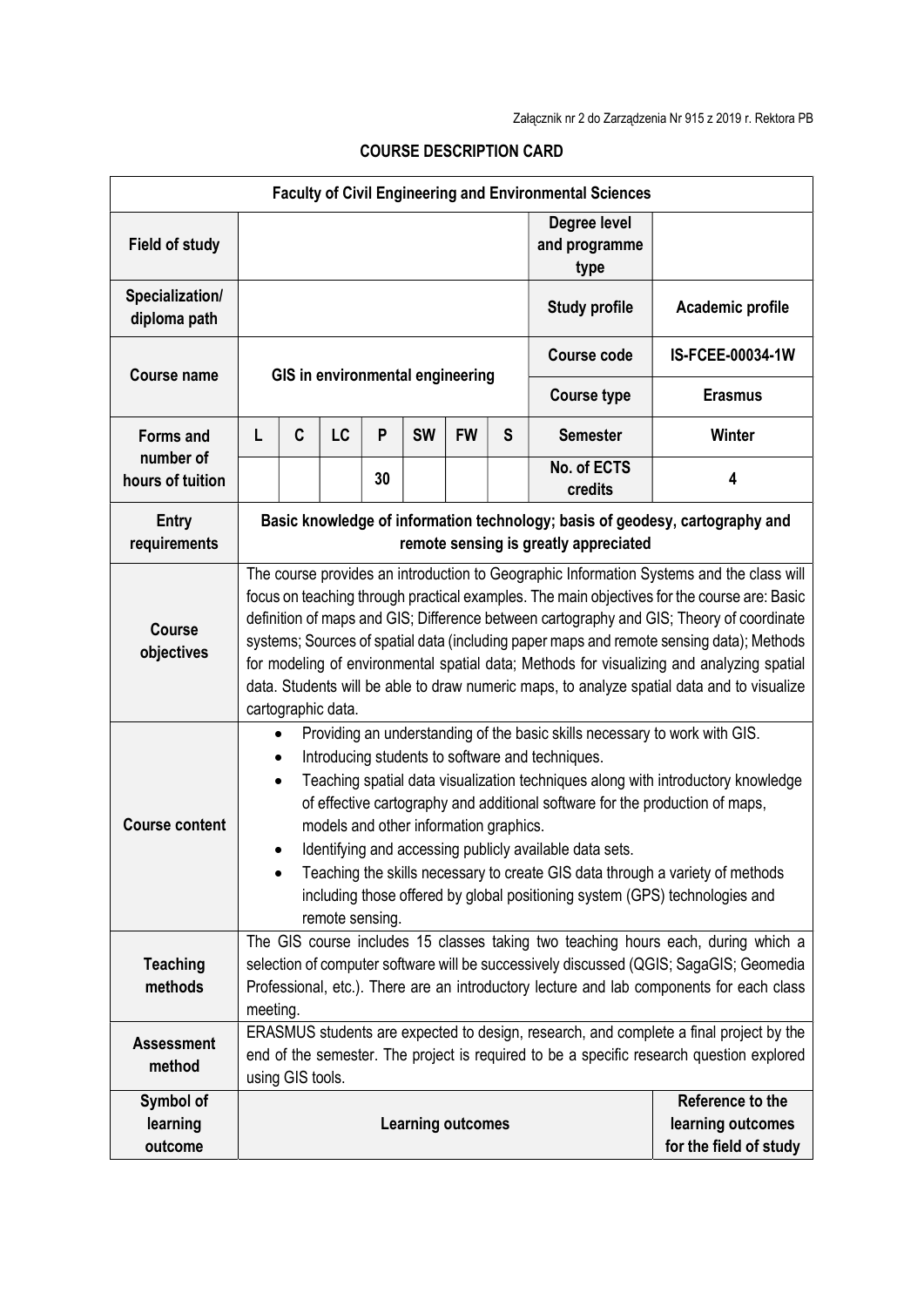Załącznik nr 2 do Zarządzenia Nr 915 z 2019 r. Rektora PB

# COURSE DESCRIPTION CARD

| Faculty of Civil Engineering and Environmental Sciences | | | | | | | | | |
|---|---|---|---|---|---|---|---|---|---|
| **Field of study** | | | | | | | | **Degree level and programme type** | |
| **Specialization/ diploma path** | | | | | | | | **Study profile** | **Academic profile** |
| **Course name** | **GIS in environmental engineering** | | | | | | | **Course code** | **IS-FCEE-00034-1W** |
| | | | | | | | | **Course type** | **Erasmus** |
| **Forms and number of hours of tuition** | **L** | **C** | **LC** | **P** | **SW** | **FW** | **S** | **Semester** | **Winter** |
| | | | | 30 | | | | **No. of ECTS credits** | **4** |
| **Entry requirements** | **Basic knowledge of information technology; basis of geodesy, cartography and remote sensing is greatly appreciated** | | | | | | | | |
| **Course objectives** | The course provides an introduction to Geographic Information Systems and the class will focus on teaching through practical examples. The main objectives for the course are: Basic definition of maps and GIS; Difference between cartography and GIS; Theory of coordinate systems; Sources of spatial data (including paper maps and remote sensing data); Methods for modeling of environmental spatial data; Methods for visualizing and analyzing spatial data. Students will be able to draw numeric maps, to analyze spatial data and to visualize cartographic data. | | | | | | | | |
| **Course content** | • Providing an understanding of the basic skills necessary to work with GIS.<br>• Introducing students to software and techniques.<br>• Teaching spatial data visualization techniques along with introductory knowledge of effective cartography and additional software for the production of maps, models and other information graphics.<br>• Identifying and accessing publicly available data sets.<br>• Teaching the skills necessary to create GIS data through a variety of methods including those offered by global positioning system (GPS) technologies and remote sensing. | | | | | | | | |
| **Teaching methods** | The GIS course includes 15 classes taking two teaching hours each, during which a selection of computer software will be successively discussed (QGIS; SagaGIS; Geomedia Professional, etc.). There are an introductory lecture and lab components for each class meeting. | | | | | | | | |
| **Assessment method** | ERASMUS students are expected to design, research, and complete a final project by the end of the semester. The project is required to be a specific research question explored using GIS tools. | | | | | | | | |
| **Symbol of learning outcome** | **Learning outcomes** | | | | | | | | **Reference to the learning outcomes for the field of study** |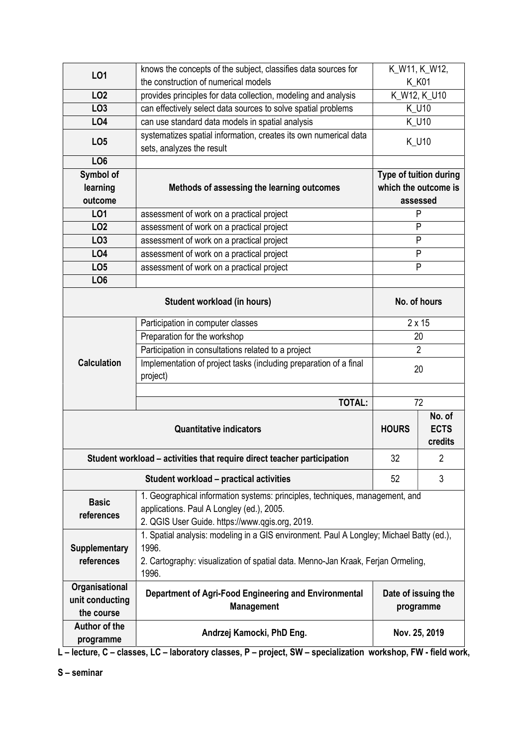| | | |
|---|---|---|
| **LO1** | knows the concepts of the subject, classifies data sources for the construction of numerical models | K_W11, K_W12, K_K01 |
| **LO2** | provides principles for data collection, modeling and analysis | K_W12, K_U10 |
| **LO3** | can effectively select data sources to solve spatial problems | K_U10 |
| **LO4** | can use standard data models in spatial analysis | K_U10 |
| **LO5** | systematizes spatial information, creates its own numerical data sets, analyzes the result | K_U10 |
| **LO6** | | |

| **Symbol of learning outcome** | **Methods of assessing the learning outcomes** | **Type of tuition during which the outcome is assessed** |
|---|---|---|
| **LO1** | assessment of work on a practical project | P |
| **LO2** | assessment of work on a practical project | P |
| **LO3** | assessment of work on a practical project | P |
| **LO4** | assessment of work on a practical project | P |
| **LO5** | assessment of work on a practical project | P |
| **LO6** | | |

| **Student workload (in hours)** | | **No. of hours** |
|---|---|---|
| **Calculation** | Participation in computer classes | 2 x 15 |
| | Preparation for the workshop | 20 |
| | Participation in consultations related to a project | 2 |
| | Implementation of project tasks (including preparation of a final project) | 20 |
| | | |
| | **TOTAL:** | 72 |

| **Quantitative indicators** | **HOURS** | **No. of ECTS credits** |
|---|---|---|
| **Student workload – activities that require direct teacher participation** | 32 | 2 |
| **Student workload – practical activities** | 52 | 3 |

| | | |
|---|---|---|
| **Basic references** | 1. Geographical information systems: principles, techniques, management, and applications. Paul A Longley (ed.), 2005.<br>2. QGIS User Guide. https://www.qgis.org, 2019. | |
| **Supplementary references** | 1. Spatial analysis: modeling in a GIS environment. Paul A Longley; Michael Batty (ed.), 1996.<br>2. Cartography: visualization of spatial data. Menno-Jan Kraak, Ferjan Ormeling, 1996. | |
| **Organisational unit conducting the course** | **Department of Agri-Food Engineering and Environmental Management** | **Date of issuing the programme** |
| **Author of the programme** | **Andrzej Kamocki, PhD Eng.** | **Nov. 25, 2019** |

**L – lecture, C – classes, LC – laboratory classes, P – project, SW – specialization workshop, FW - field work, S – seminar**